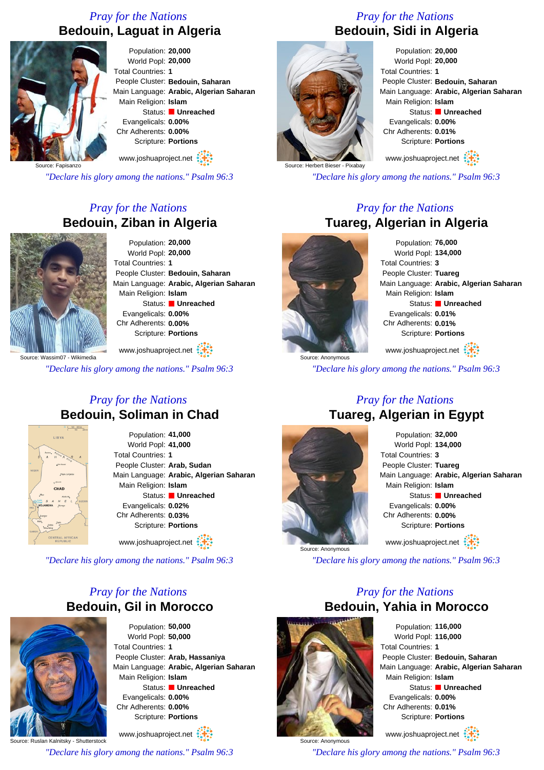*Pray for the Nations*

## Bedouin, Laguat in Algeria

Population: **20,000**
World Popl: **20,000**
Total Countries: **1**
People Cluster: **Bedouin, Saharan**
Main Language: **Arabic, Algerian Saharan**
Main Religion: **Islam**
Status: **Unreached**
Evangelicals: **0.00%**
Chr Adherents: **0.00%**
Scripture: **Portions**

Source: Fapisanzo

www.joshuaproject.net

*"Declare his glory among the nations." Psalm 96:3*

*Pray for the Nations*

## Bedouin, Sidi in Algeria

Population: **20,000**
World Popl: **20,000**
Total Countries: **1**
People Cluster: **Bedouin, Saharan**
Main Language: **Arabic, Algerian Saharan**
Main Religion: **Islam**
Status: **Unreached**
Evangelicals: **0.00%**
Chr Adherents: **0.01%**
Scripture: **Portions**

Source: Herbert Bieser - Pixabay

www.joshuaproject.net

*"Declare his glory among the nations." Psalm 96:3*

*Pray for the Nations*

## Bedouin, Ziban in Algeria

Population: **20,000**
World Popl: **20,000**
Total Countries: **1**
People Cluster: **Bedouin, Saharan**
Main Language: **Arabic, Algerian Saharan**
Main Religion: **Islam**
Status: **Unreached**
Evangelicals: **0.00%**
Chr Adherents: **0.00%**
Scripture: **Portions**

Source: Wassim07 - Wikimedia

www.joshuaproject.net

*"Declare his glory among the nations." Psalm 96:3*

*Pray for the Nations*

## Tuareg, Algerian in Algeria

Population: **76,000**
World Popl: **134,000**
Total Countries: **3**
People Cluster: **Tuareg**
Main Language: **Arabic, Algerian Saharan**
Main Religion: **Islam**
Status: **Unreached**
Evangelicals: **0.01%**
Chr Adherents: **0.01%**
Scripture: **Portions**

Source: Anonymous

www.joshuaproject.net

*"Declare his glory among the nations." Psalm 96:3*

*Pray for the Nations*

## Bedouin, Soliman in Chad

Population: **41,000**
World Popl: **41,000**
Total Countries: **1**
People Cluster: **Arab, Sudan**
Main Language: **Arabic, Algerian Saharan**
Main Religion: **Islam**
Status: **Unreached**
Evangelicals: **0.02%**
Chr Adherents: **0.03%**
Scripture: **Portions**

www.joshuaproject.net

*"Declare his glory among the nations." Psalm 96:3*

*Pray for the Nations*

## Tuareg, Algerian in Egypt

Population: **32,000**
World Popl: **134,000**
Total Countries: **3**
People Cluster: **Tuareg**
Main Language: **Arabic, Algerian Saharan**
Main Religion: **Islam**
Status: **Unreached**
Evangelicals: **0.00%**
Chr Adherents: **0.00%**
Scripture: **Portions**

Source: Anonymous

www.joshuaproject.net

*"Declare his glory among the nations." Psalm 96:3*

*Pray for the Nations*

## Bedouin, Gil in Morocco

Population: **50,000**
World Popl: **50,000**
Total Countries: **1**
People Cluster: **Arab, Hassaniya**
Main Language: **Arabic, Algerian Saharan**
Main Religion: **Islam**
Status: **Unreached**
Evangelicals: **0.00%**
Chr Adherents: **0.00%**
Scripture: **Portions**

Source: Ruslan Kalnitsky - Shutterstock

www.joshuaproject.net

*"Declare his glory among the nations." Psalm 96:3*

*Pray for the Nations*

## Bedouin, Yahia in Morocco

Population: **116,000**
World Popl: **116,000**
Total Countries: **1**
People Cluster: **Bedouin, Saharan**
Main Language: **Arabic, Algerian Saharan**
Main Religion: **Islam**
Status: **Unreached**
Evangelicals: **0.00%**
Chr Adherents: **0.01%**
Scripture: **Portions**

Source: Anonymous

www.joshuaproject.net

*"Declare his glory among the nations." Psalm 96:3*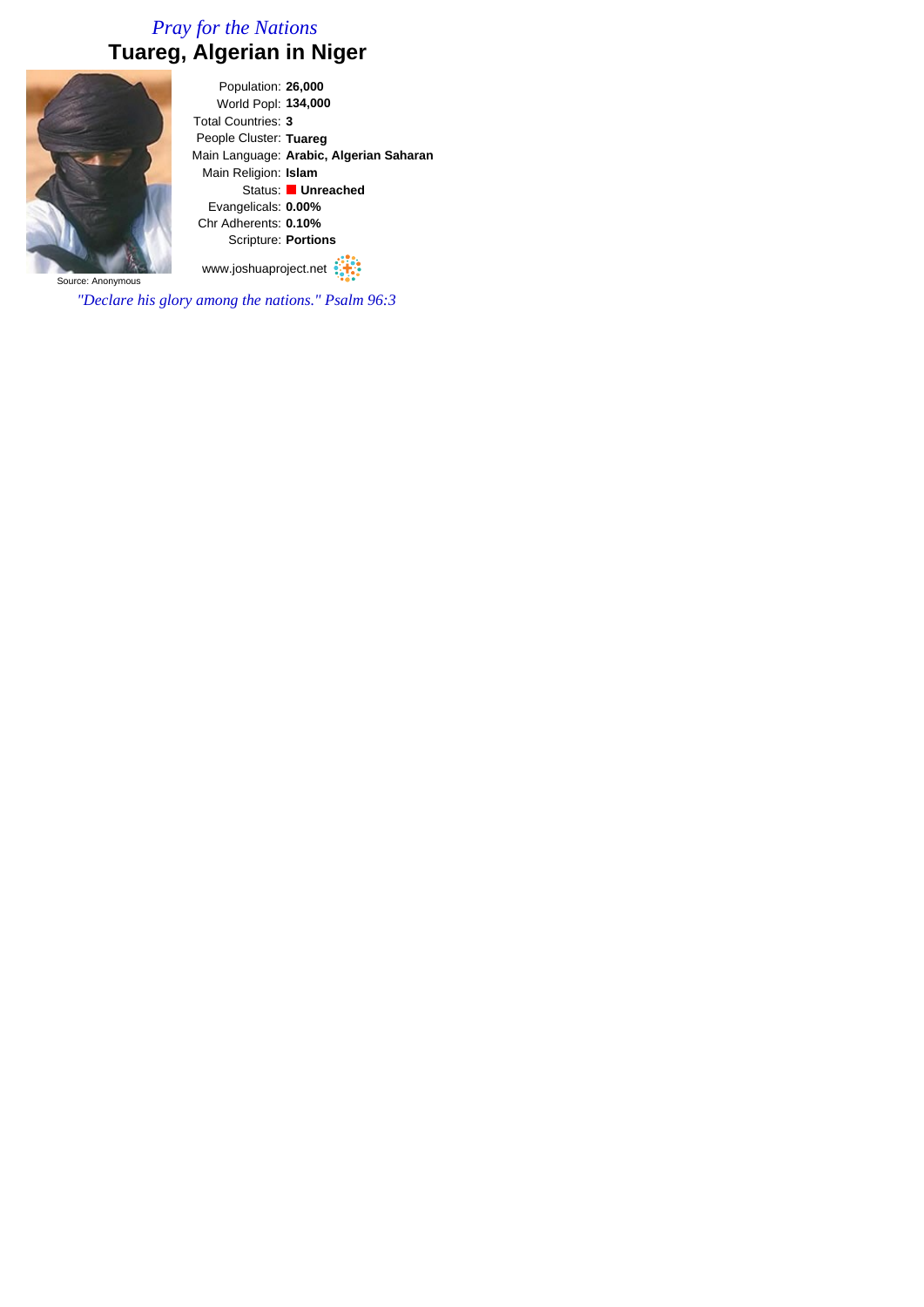*Pray for the Nations*

# Tuareg, Algerian in Niger

Source: Anonymous

Population: **26,000**
World Popl: **134,000**
Total Countries: **3**
People Cluster: **Tuareg**
Main Language: **Arabic, Algerian Saharan**
Main Religion: **Islam**
Status: **Unreached**
Evangelicals: **0.00%**
Chr Adherents: **0.10%**
Scripture: **Portions**

www.joshuaproject.net

*"Declare his glory among the nations." Psalm 96:3*